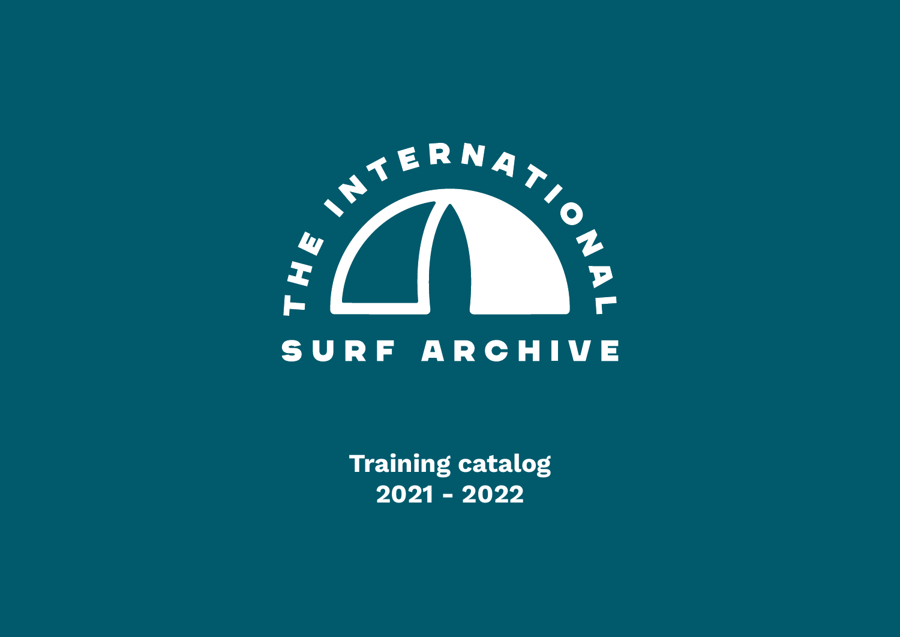# THE INTERNATIONAL SURF ARCHIVE

**Training catalog**
**2021 - 2022**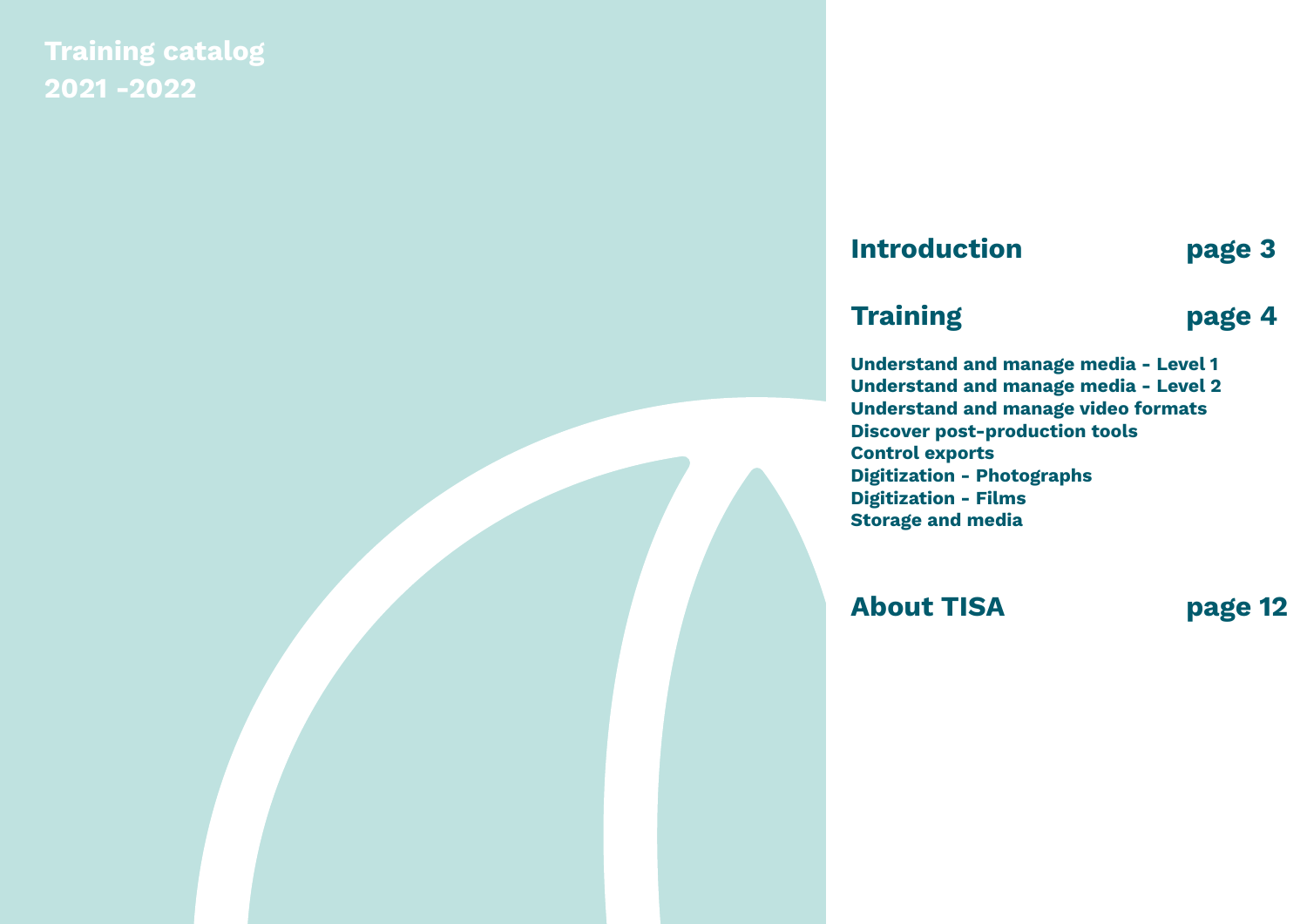**Training catalog**
**2021 -2022**

## Introduction page 3

## Training page 4

**Understand and manage media - Level 1**
**Understand and manage media - Level 2**
**Understand and manage video formats**
**Discover post-production tools**
**Control exports**
**Digitization - Photographs**
**Digitization - Films**
**Storage and media**

## About TISA page 12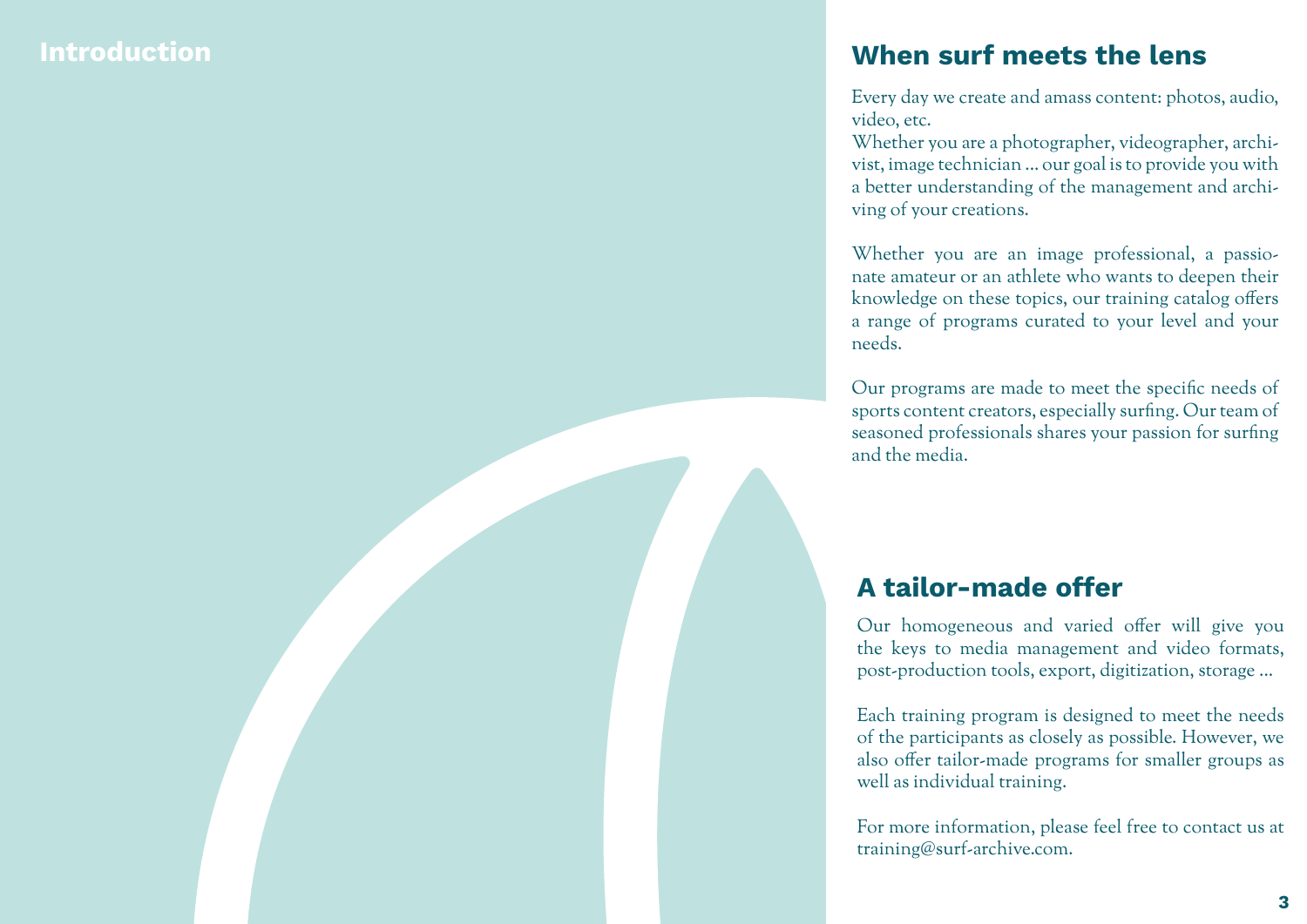# Introduction

## When surf meets the lens

Every day we create and amass content: photos, audio, video, etc.
Whether you are a photographer, videographer, archivist, image technician ... our goal is to provide you with a better understanding of the management and archiving of your creations.

Whether you are an image professional, a passionate amateur or an athlete who wants to deepen their knowledge on these topics, our training catalog offers a range of programs curated to your level and your needs.

Our programs are made to meet the specific needs of sports content creators, especially surfing. Our team of seasoned professionals shares your passion for surfing and the media.

## A tailor-made offer

Our homogeneous and varied offer will give you the keys to media management and video formats, post-production tools, export, digitization, storage ...

Each training program is designed to meet the needs of the participants as closely as possible. However, we also offer tailor-made programs for smaller groups as well as individual training.

For more information, please feel free to contact us at training@surf-archive.com.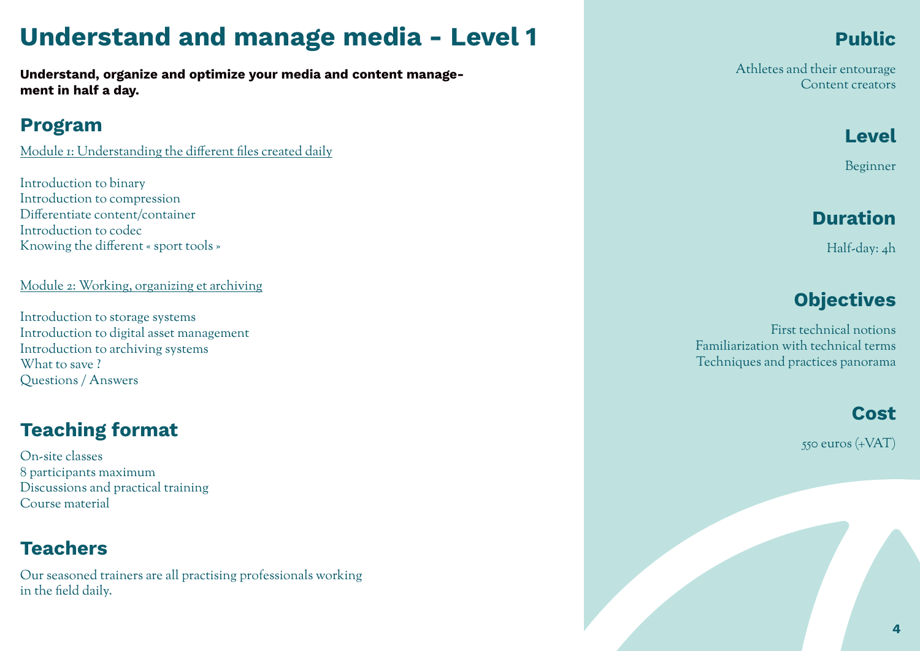# Understand and manage media - Level 1

**Understand, organize and optimize your media and content management in half a day.**

## Program

Module 1: Understanding the different files created daily

Introduction to binary
Introduction to compression
Differentiate content/container
Introduction to codec
Knowing the different « sport tools »

Module 2: Working, organizing et archiving

Introduction to storage systems
Introduction to digital asset management
Introduction to archiving systems
What to save ?
Questions / Answers

## Teaching format

On-site classes
8 participants maximum
Discussions and practical training
Course material

## Teachers

Our seasoned trainers are all practising professionals working in the field daily.

## Public

Athletes and their entourage
Content creators

## Level

Beginner

## Duration

Half-day: 4h

## Objectives

First technical notions
Familiarization with technical terms
Techniques and practices panorama

## Cost

550 euros (+VAT)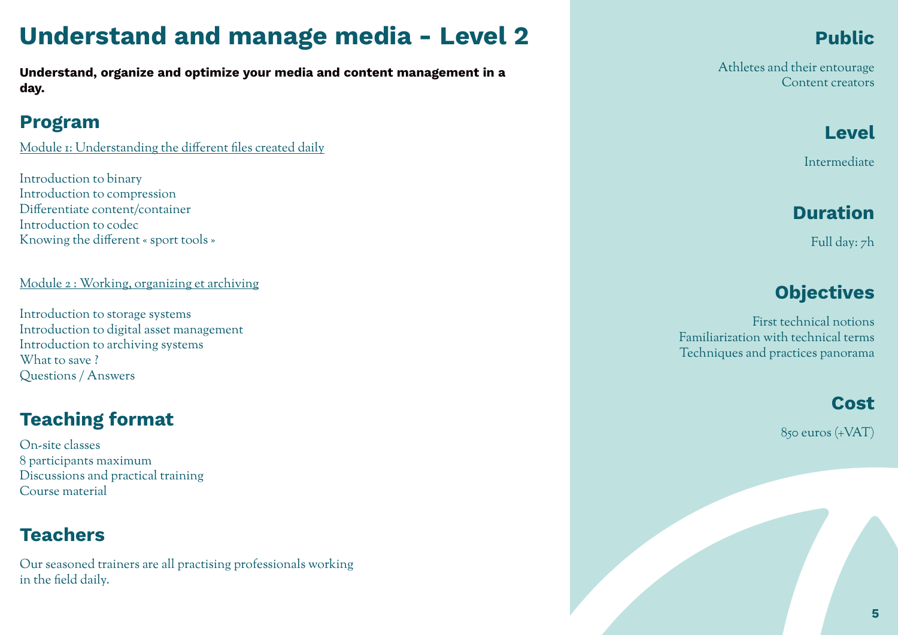# Understand and manage media - Level 2

**Understand, organize and optimize your media and content management in a day.**

## Program

Module 1: Understanding the different files created daily

Introduction to binary
Introduction to compression
Differentiate content/container
Introduction to codec
Knowing the different « sport tools »

Module 2 : Working, organizing et archiving

Introduction to storage systems
Introduction to digital asset management
Introduction to archiving systems
What to save ?
Questions / Answers

## Teaching format

On-site classes
8 participants maximum
Discussions and practical training
Course material

## Teachers

Our seasoned trainers are all practising professionals working in the field daily.

## Public

Athletes and their entourage
Content creators

## Level

Intermediate

## Duration

Full day: 7h

## Objectives

First technical notions
Familiarization with technical terms
Techniques and practices panorama

## Cost

850 euros (+VAT)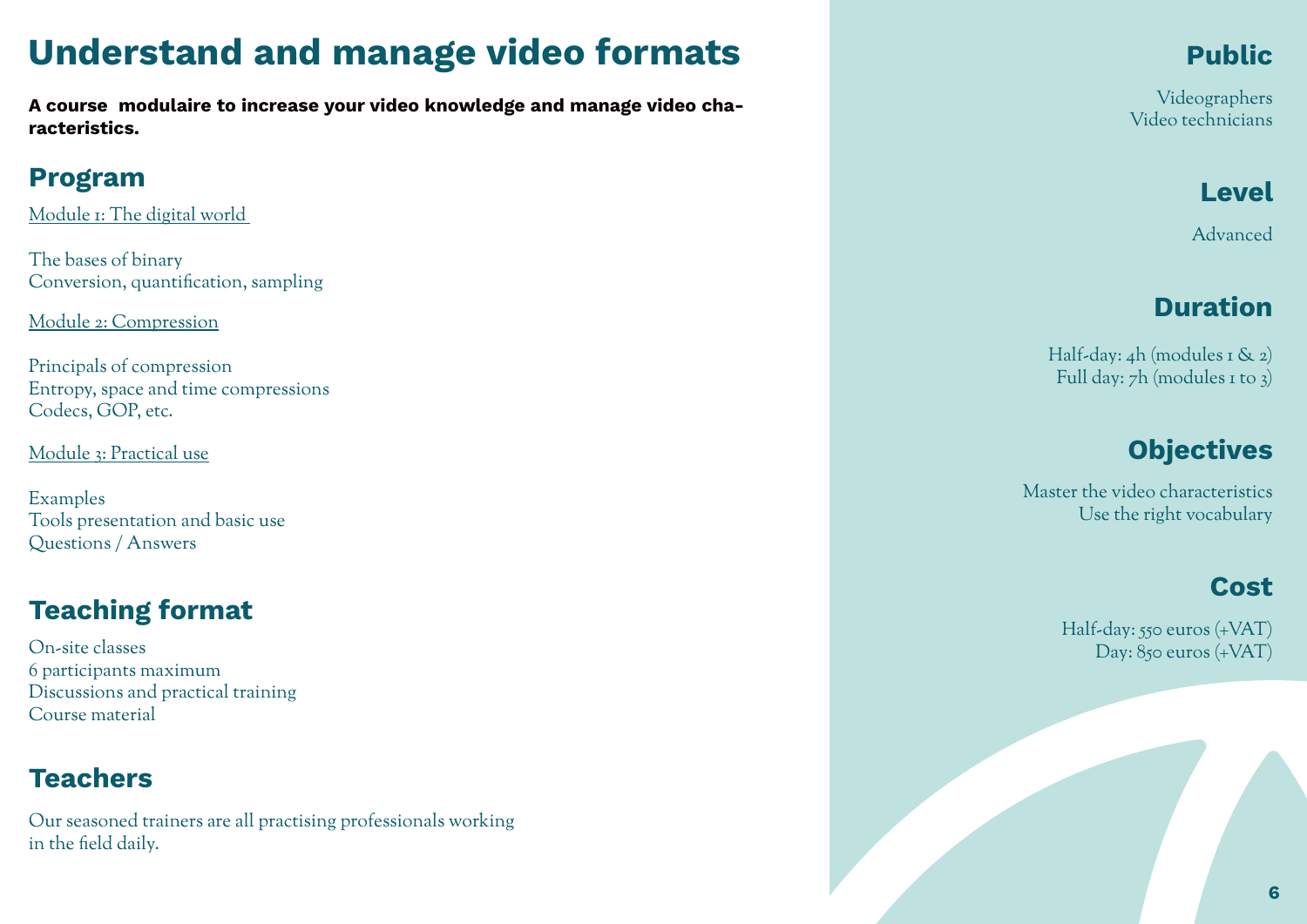# Understand and manage video formats

**A course modulaire to increase your video knowledge and manage video characteristics.**

## Program

Module 1: The digital world

The bases of binary
Conversion, quantification, sampling

Module 2: Compression

Principals of compression
Entropy, space and time compressions
Codecs, GOP, etc.

Module 3: Practical use

Examples
Tools presentation and basic use
Questions / Answers

## Teaching format

On-site classes
6 participants maximum
Discussions and practical training
Course material

## Teachers

Our seasoned trainers are all practising professionals working in the field daily.

## Public

Videographers
Video technicians

## Level

Advanced

## Duration

Half-day: 4h (modules 1 & 2)
Full day: 7h (modules 1 to 3)

## Objectives

Master the video characteristics
Use the right vocabulary

## Cost

Half-day: 550 euros (+VAT)
Day: 850 euros (+VAT)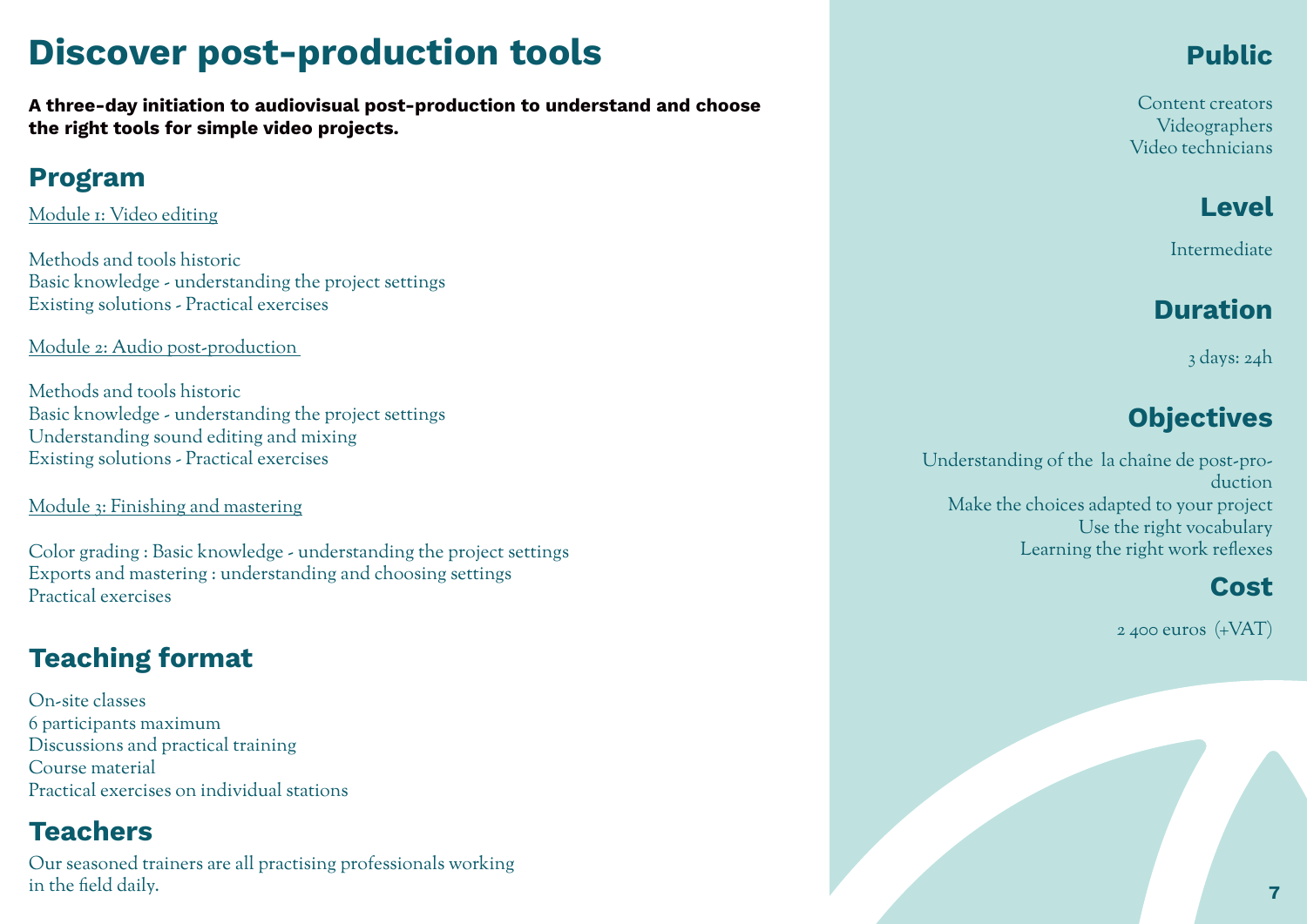# Discover post-production tools

**A three-day initiation to audiovisual post-production to understand and choose the right tools for simple video projects.**

## Program

Module 1: Video editing

Methods and tools historic
Basic knowledge - understanding the project settings
Existing solutions - Practical exercises

Module 2: Audio post-production

Methods and tools historic
Basic knowledge - understanding the project settings
Understanding sound editing and mixing
Existing solutions - Practical exercises

Module 3: Finishing and mastering

Color grading : Basic knowledge - understanding the project settings
Exports and mastering : understanding and choosing settings
Practical exercises

## Teaching format

On-site classes
6 participants maximum
Discussions and practical training
Course material
Practical exercises on individual stations

## Teachers

Our seasoned trainers are all practising professionals working in the field daily.

## Public

Content creators
Videographers
Video technicians

## Level

Intermediate

## Duration

3 days: 24h

## Objectives

Understanding of the la chaîne de post-production
Make the choices adapted to your project
Use the right vocabulary
Learning the right work reflexes

## Cost

2 400 euros (+VAT)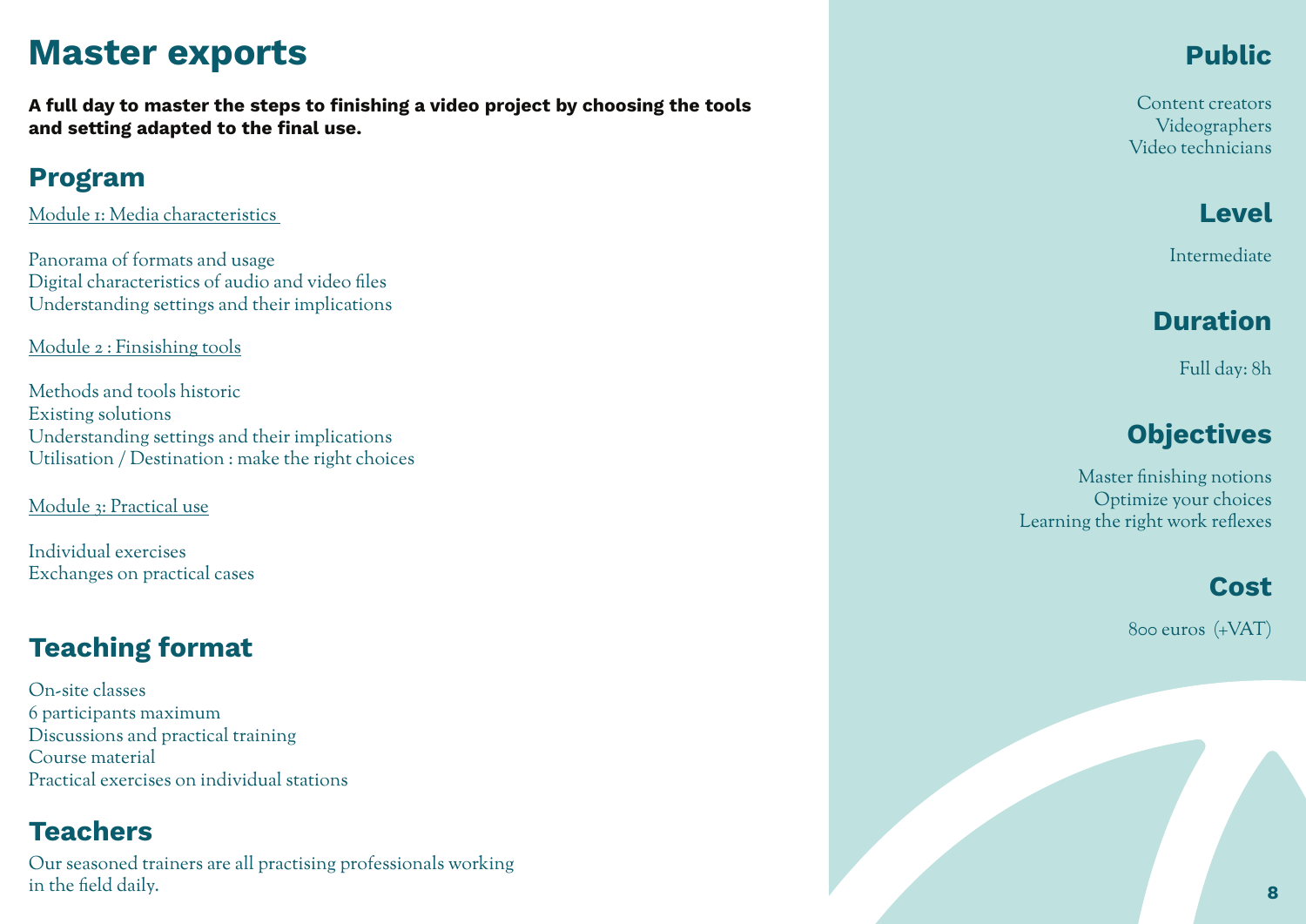# Master exports

**A full day to master the steps to finishing a video project by choosing the tools and setting adapted to the final use.**

## Program

Module 1: Media characteristics

Panorama of formats and usage
Digital characteristics of audio and video files
Understanding settings and their implications

Module 2 : Finsishing tools

Methods and tools historic
Existing solutions
Understanding settings and their implications
Utilisation / Destination : make the right choices

Module 3: Practical use

Individual exercises
Exchanges on practical cases

## Teaching format

On-site classes
6 participants maximum
Discussions and practical training
Course material
Practical exercises on individual stations

## Teachers

Our seasoned trainers are all practising professionals working in the field daily.

## Public

Content creators
Videographers
Video technicians

## Level

Intermediate

## Duration

Full day: 8h

## Objectives

Master finishing notions
Optimize your choices
Learning the right work reflexes

## Cost

800 euros (+VAT)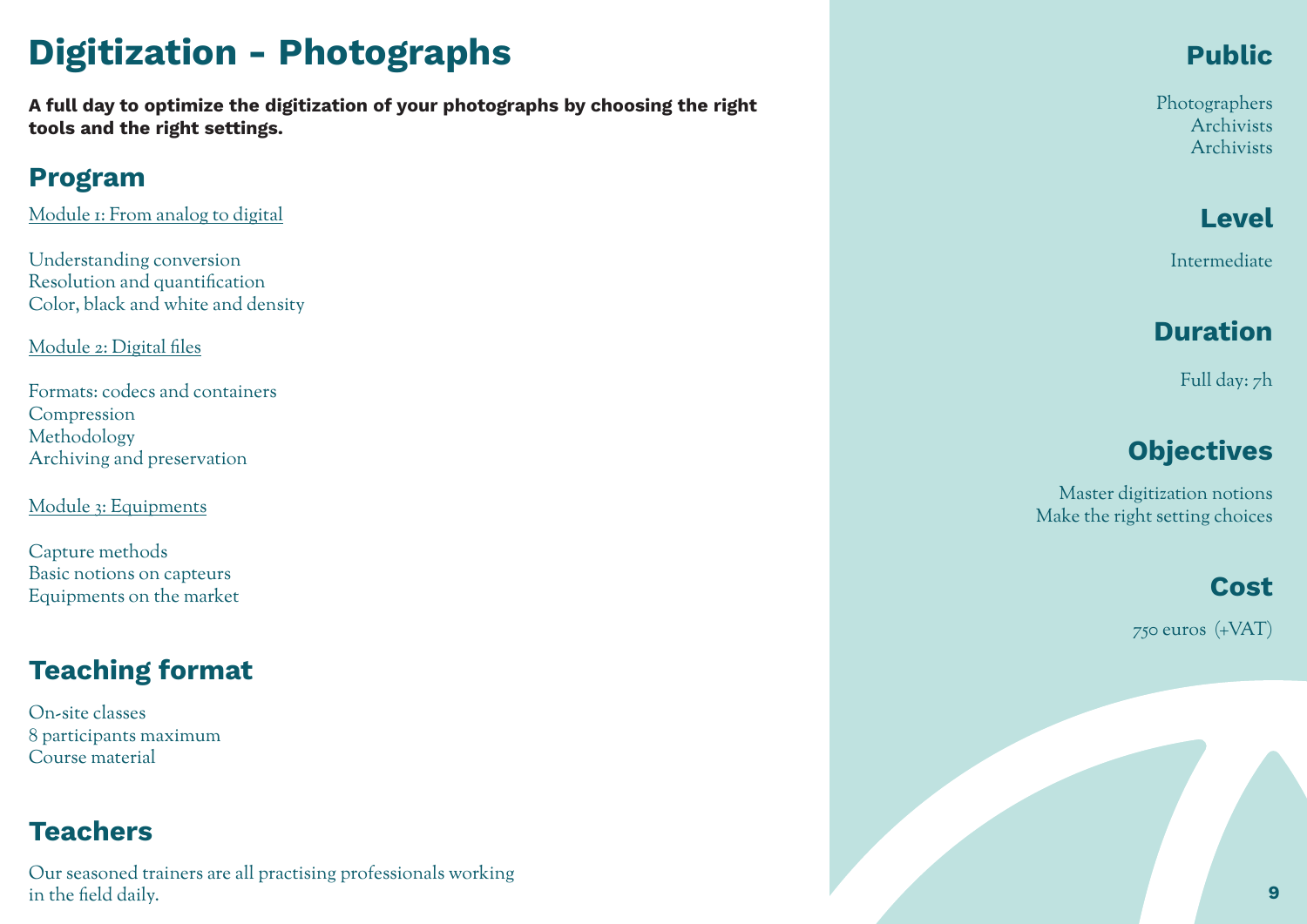# Digitization - Photographs

**A full day to optimize the digitization of your photographs by choosing the right tools and the right settings.**

## Program

Module 1: From analog to digital

Understanding conversion
Resolution and quantification
Color, black and white and density

Module 2: Digital files

Formats: codecs and containers
Compression
Methodology
Archiving and preservation

Module 3: Equipments

Capture methods
Basic notions on capteurs
Equipments on the market

## Teaching format

On-site classes
8 participants maximum
Course material

## Teachers

Our seasoned trainers are all practising professionals working in the field daily.

## Public

Photographers
Archivists
Archivists

## Level

Intermediate

## Duration

Full day: 7h

## Objectives

Master digitization notions
Make the right setting choices

## Cost

750 euros (+VAT)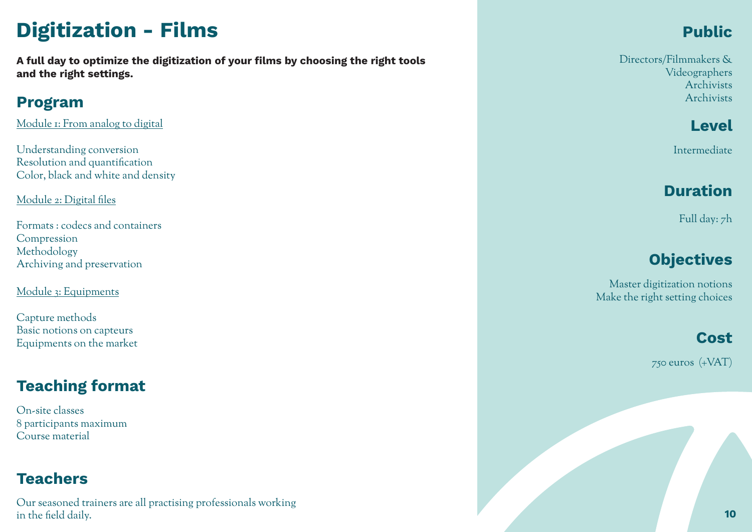# Digitization - Films

**A full day to optimize the digitization of your films by choosing the right tools and the right settings.**

## Program

Module 1: From analog to digital

Understanding conversion
Resolution and quantification
Color, black and white and density

Module 2: Digital files

Formats : codecs and containers
Compression
Methodology
Archiving and preservation

Module 3: Equipments

Capture methods
Basic notions on capteurs
Equipments on the market

## Teaching format

On-site classes
8 participants maximum
Course material

## Teachers

Our seasoned trainers are all practising professionals working in the field daily.

## Public

Directors/Filmmakers & Videographers
Archivists
Archivists

## Level

Intermediate

## Duration

Full day: 7h

## Objectives

Master digitization notions
Make the right setting choices

## Cost

750 euros (+VAT)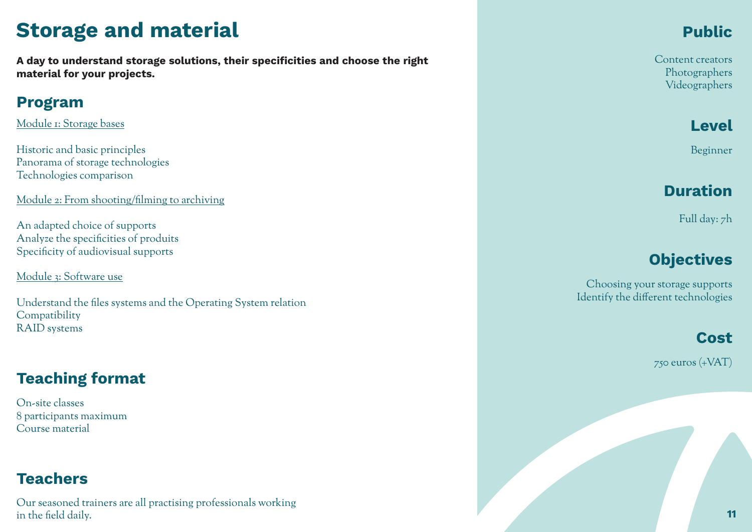# Storage and material

**A day to understand storage solutions, their specificities and choose the right material for your projects.**

## Program

Module 1: Storage bases

Historic and basic principles
Panorama of storage technologies
Technologies comparison

Module 2: From shooting/filming to archiving

An adapted choice of supports
Analyze the specificities of produits
Specificity of audiovisual supports

Module 3: Software use

Understand the files systems and the Operating System relation
Compatibility
RAID systems

## Teaching format

On-site classes
8 participants maximum
Course material

## Teachers

Our seasoned trainers are all practising professionals working in the field daily.

## Public

Content creators
Photographers
Videographers

## Level

Beginner

## Duration

Full day: 7h

## Objectives

Choosing your storage supports
Identify the different technologies

## Cost

750 euros (+VAT)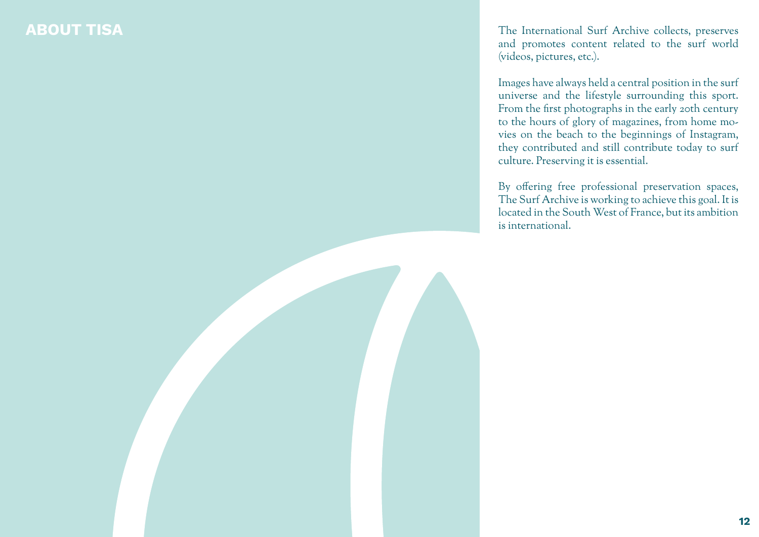# ABOUT TISA

The International Surf Archive collects, preserves and promotes content related to the surf world (videos, pictures, etc.).

Images have always held a central position in the surf universe and the lifestyle surrounding this sport. From the first photographs in the early 20th century to the hours of glory of magazines, from home movies on the beach to the beginnings of Instagram, they contributed and still contribute today to surf culture. Preserving it is essential.

By offering free professional preservation spaces, The Surf Archive is working to achieve this goal. It is located in the South West of France, but its ambition is international.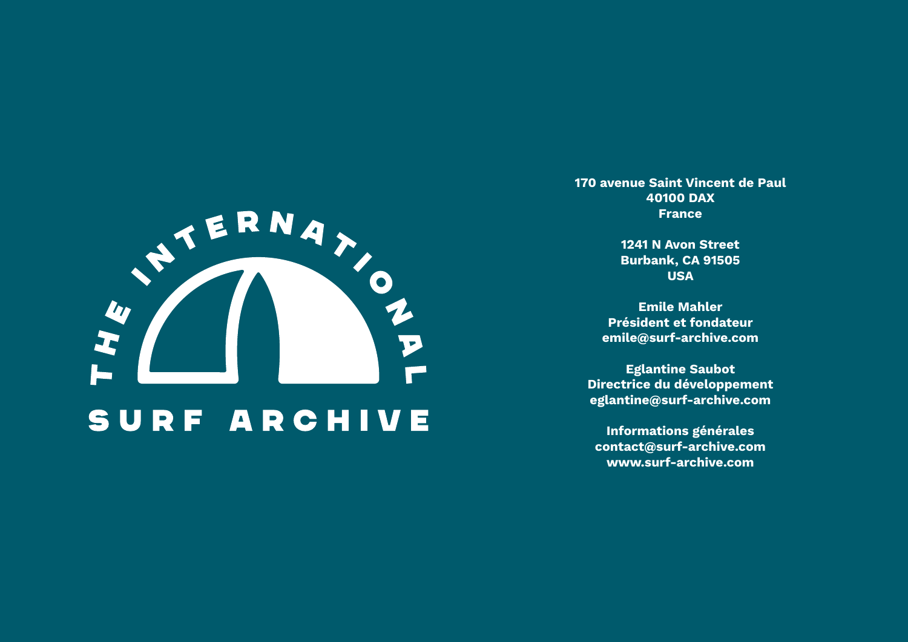THE INTERNATIONAL
SURF ARCHIVE

**170 avenue Saint Vincent de Paul**
**40100 DAX**
**France**

**1241 N Avon Street**
**Burbank, CA 91505**
**USA**

**Emile Mahler**
**Président et fondateur**
**emile@surf-archive.com**

**Eglantine Saubot**
**Directrice du développement**
**eglantine@surf-archive.com**

**Informations générales**
**contact@surf-archive.com**
**www.surf-archive.com**